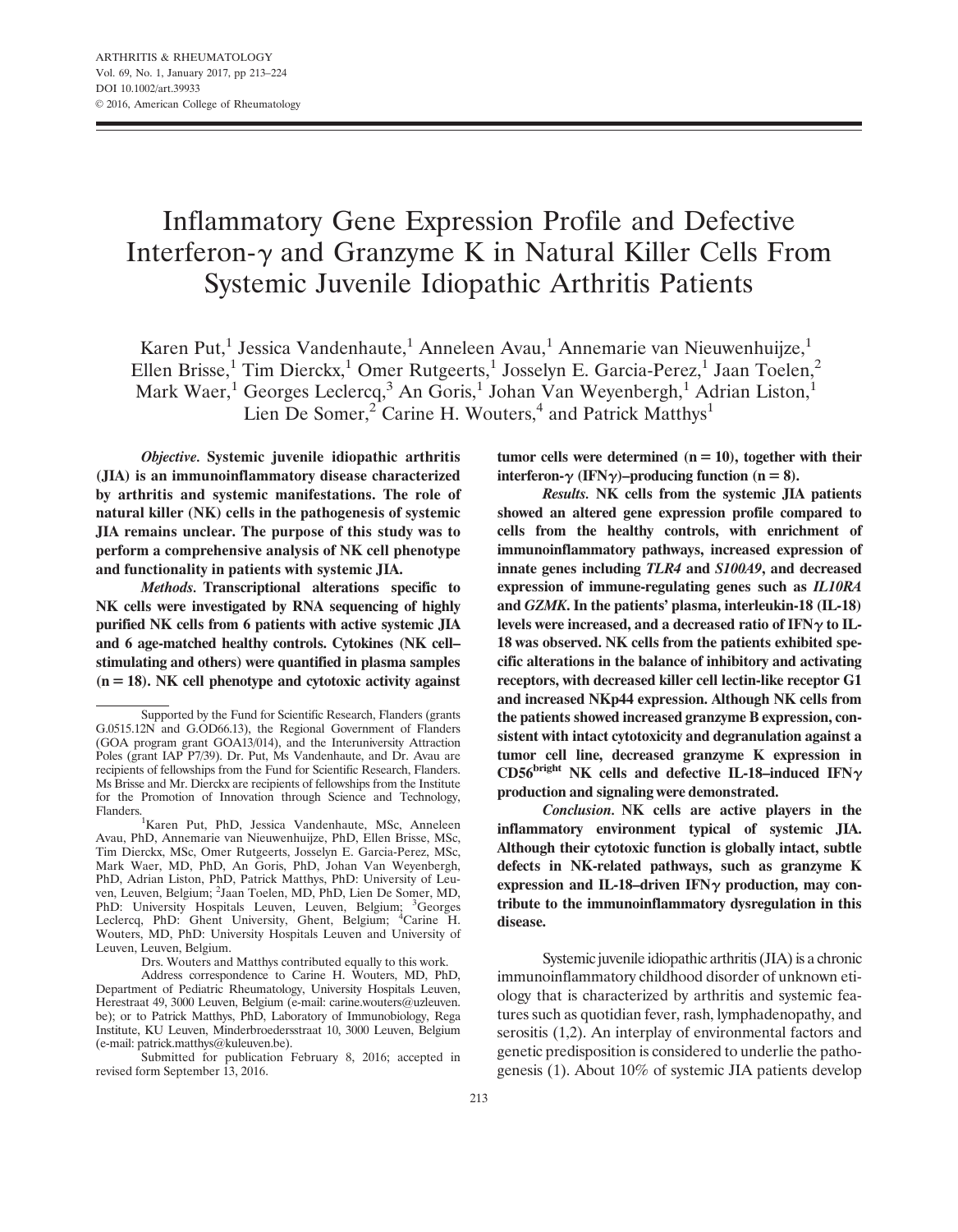# Inflammatory Gene Expression Profile and Defective Interferon-γ and Granzyme K in Natural Killer Cells From Systemic Juvenile Idiopathic Arthritis Patients

Karen Put,[1] Jessica Vandenhaute,[1] Anneleen Avau,[1] Annemarie van Nieuwenhuijze,[1] Ellen Brisse,[1] Tim Dierckx,[1] Omer Rutgeerts,[1] Josselyn E. Garcia-Perez,[1] Jaan Toelen,[2] Mark Waer,[1] Georges Leclercq,[3] An Goris,[1] Johan Van Weyenbergh,[1] Adrian Liston,[1] Lien De Somer,[2] Carine H. Wouters,[4] and Patrick Matthys[1]

***Objective.*** **Systemic juvenile idiopathic arthritis (JIA) is an immunoinflammatory disease characterized by arthritis and systemic manifestations. The role of natural killer (NK) cells in the pathogenesis of systemic JIA remains unclear. The purpose of this study was to perform a comprehensive analysis of NK cell phenotype and functionality in patients with systemic JIA.**

***Methods.*** **Transcriptional alterations specific to NK cells were investigated by RNA sequencing of highly purified NK cells from 6 patients with active systemic JIA and 6 age-matched healthy controls. Cytokines (NK cell–stimulating and others) were quantified in plasma samples (n = 18). NK cell phenotype and cytotoxic activity against tumor cells were determined (n = 10), together with their interferon-γ (IFNγ)–producing function (n = 8).**

***Results.*** **NK cells from the systemic JIA patients showed an altered gene expression profile compared to cells from the healthy controls, with enrichment of immunoinflammatory pathways, increased expression of innate genes including *TLR4* and *S100A9*, and decreased expression of immune-regulating genes such as *IL10RA* and *GZMK*. In the patients' plasma, interleukin-18 (IL-18) levels were increased, and a decreased ratio of IFNγ to IL-18 was observed. NK cells from the patients exhibited specific alterations in the balance of inhibitory and activating receptors, with decreased killer cell lectin-like receptor G1 and increased NKp44 expression. Although NK cells from the patients showed increased granzyme B expression, consistent with intact cytotoxicity and degranulation against a tumor cell line, decreased granzyme K expression in CD56$^{bright}$ NK cells and defective IL-18–induced IFNγ production and signaling were demonstrated.**

***Conclusion.*** **NK cells are active players in the inflammatory environment typical of systemic JIA. Although their cytotoxic function is globally intact, subtle defects in NK-related pathways, such as granzyme K expression and IL-18–driven IFNγ production, may contribute to the immunoinflammatory dysregulation in this disease.**

---

Supported by the Fund for Scientific Research, Flanders (grants G.0515.12N and G.OD66.13), the Regional Government of Flanders (GOA program grant GOA13/014), and the Interuniversity Attraction Poles (grant IAP P7/39). Dr. Put, Ms Vandenhaute, and Dr. Avau are recipients of fellowships from the Fund for Scientific Research, Flanders. Ms Brisse and Mr. Dierckx are recipients of fellowships from the Institute for the Promotion of Innovation through Science and Technology, Flanders.

[1]Karen Put, PhD, Jessica Vandenhaute, MSc, Anneleen Avau, PhD, Annemarie van Nieuwenhuijze, PhD, Ellen Brisse, MSc, Tim Dierckx, MSc, Omer Rutgeerts, Josselyn E. Garcia-Perez, MSc, Mark Waer, MD, PhD, An Goris, PhD, Johan Van Weyenbergh, PhD, Adrian Liston, PhD, Patrick Matthys, PhD: University of Leuven, Leuven, Belgium; [2]Jaan Toelen, MD, PhD, Lien De Somer, MD, PhD: University Hospitals Leuven, Leuven, Belgium; [3]Georges Leclercq, PhD: Ghent University, Ghent, Belgium; [4]Carine H. Wouters, MD, PhD: University Hospitals Leuven and University of Leuven, Leuven, Belgium.

Drs. Wouters and Matthys contributed equally to this work.

Address correspondence to Carine H. Wouters, MD, PhD, Department of Pediatric Rheumatology, University Hospitals Leuven, Herestraat 49, 3000 Leuven, Belgium (e-mail: carine.wouters@uzleuven.be); or to Patrick Matthys, PhD, Laboratory of Immunobiology, Rega Institute, KU Leuven, Minderbroedersstraat 10, 3000 Leuven, Belgium (e-mail: patrick.matthys@kuleuven.be).

Submitted for publication February 8, 2016; accepted in revised form September 13, 2016.

---

Systemic juvenile idiopathic arthritis (JIA) is a chronic immunoinflammatory childhood disorder of unknown etiology that is characterized by arthritis and systemic features such as quotidian fever, rash, lymphadenopathy, and serositis (1,2). An interplay of environmental factors and genetic predisposition is considered to underlie the pathogenesis (1). About 10% of systemic JIA patients develop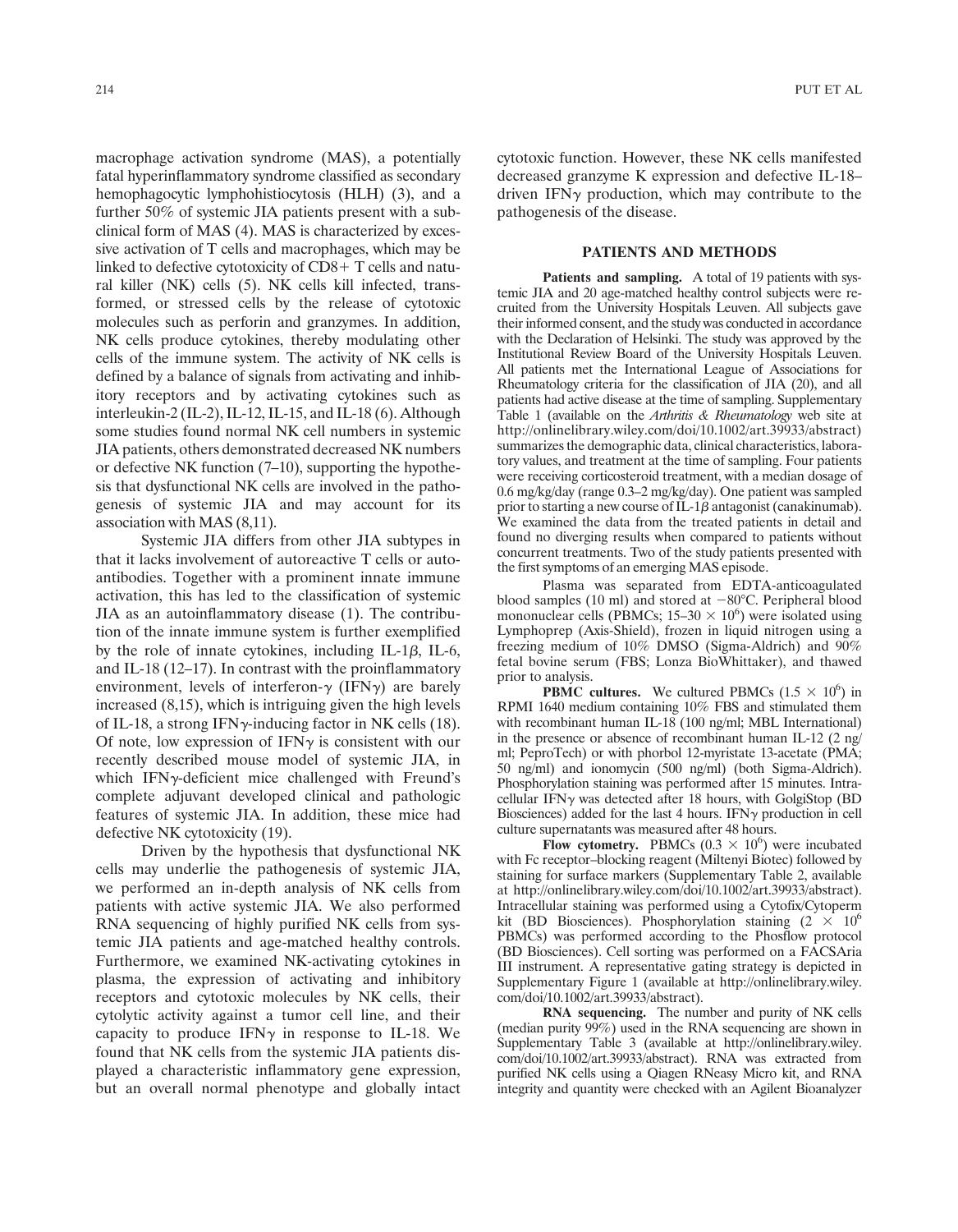macrophage activation syndrome (MAS), a potentially fatal hyperinflammatory syndrome classified as secondary hemophagocytic lymphohistiocytosis (HLH) (3), and a further 50% of systemic JIA patients present with a subclinical form of MAS (4). MAS is characterized by excessive activation of T cells and macrophages, which may be linked to defective cytotoxicity of CD8+ T cells and natural killer (NK) cells (5). NK cells kill infected, transformed, or stressed cells by the release of cytotoxic molecules such as perforin and granzymes. In addition, NK cells produce cytokines, thereby modulating other cells of the immune system. The activity of NK cells is defined by a balance of signals from activating and inhibitory receptors and by activating cytokines such as interleukin-2 (IL-2), IL-12, IL-15, and IL-18 (6). Although some studies found normal NK cell numbers in systemic JIA patients, others demonstrated decreased NK numbers or defective NK function (7–10), supporting the hypothesis that dysfunctional NK cells are involved in the pathogenesis of systemic JIA and may account for its association with MAS (8,11).

Systemic JIA differs from other JIA subtypes in that it lacks involvement of autoreactive T cells or autoantibodies. Together with a prominent innate immune activation, this has led to the classification of systemic JIA as an autoinflammatory disease (1). The contribution of the innate immune system is further exemplified by the role of innate cytokines, including IL-1β, IL-6, and IL-18 (12–17). In contrast with the proinflammatory environment, levels of interferon-γ (IFNγ) are barely increased (8,15), which is intriguing given the high levels of IL-18, a strong IFNγ-inducing factor in NK cells (18). Of note, low expression of IFNγ is consistent with our recently described mouse model of systemic JIA, in which IFNγ-deficient mice challenged with Freund's complete adjuvant developed clinical and pathologic features of systemic JIA. In addition, these mice had defective NK cytotoxicity (19).

Driven by the hypothesis that dysfunctional NK cells may underlie the pathogenesis of systemic JIA, we performed an in-depth analysis of NK cells from patients with active systemic JIA. We also performed RNA sequencing of highly purified NK cells from systemic JIA patients and age-matched healthy controls. Furthermore, we examined NK-activating cytokines in plasma, the expression of activating and inhibitory receptors and cytotoxic molecules by NK cells, their cytolytic activity against a tumor cell line, and their capacity to produce IFNγ in response to IL-18. We found that NK cells from the systemic JIA patients displayed a characteristic inflammatory gene expression, but an overall normal phenotype and globally intact cytotoxic function. However, these NK cells manifested decreased granzyme K expression and defective IL-18–driven IFNγ production, which may contribute to the pathogenesis of the disease.

## PATIENTS AND METHODS

**Patients and sampling.** A total of 19 patients with systemic JIA and 20 age-matched healthy control subjects were recruited from the University Hospitals Leuven. All subjects gave their informed consent, and the study was conducted in accordance with the Declaration of Helsinki. The study was approved by the Institutional Review Board of the University Hospitals Leuven. All patients met the International League of Associations for Rheumatology criteria for the classification of JIA (20), and all patients had active disease at the time of sampling. Supplementary Table 1 (available on the *Arthritis & Rheumatology* web site at http://onlinelibrary.wiley.com/doi/10.1002/art.39933/abstract) summarizes the demographic data, clinical characteristics, laboratory values, and treatment at the time of sampling. Four patients were receiving corticosteroid treatment, with a median dosage of 0.6 mg/kg/day (range 0.3–2 mg/kg/day). One patient was sampled prior to starting a new course of IL-1β antagonist (canakinumab). We examined the data from the treated patients in detail and found no diverging results when compared to patients without concurrent treatments. Two of the study patients presented with the first symptoms of an emerging MAS episode.

Plasma was separated from EDTA-anticoagulated blood samples (10 ml) and stored at −80°C. Peripheral blood mononuclear cells (PBMCs; $15–30 \times 10^6$) were isolated using Lymphoprep (Axis-Shield), frozen in liquid nitrogen using a freezing medium of 10% DMSO (Sigma-Aldrich) and 90% fetal bovine serum (FBS; Lonza BioWhittaker), and thawed prior to analysis.

**PBMC cultures.** We cultured PBMCs ($1.5 \times 10^6$) in RPMI 1640 medium containing 10% FBS and stimulated them with recombinant human IL-18 (100 ng/ml; MBL International) in the presence or absence of recombinant human IL-12 (2 ng/ml; PeproTech) or with phorbol 12-myristate 13-acetate (PMA; 50 ng/ml) and ionomycin (500 ng/ml) (both Sigma-Aldrich). Phosphorylation staining was performed after 15 minutes. Intracellular IFNγ was detected after 18 hours, with GolgiStop (BD Biosciences) added for the last 4 hours. IFNγ production in cell culture supernatants was measured after 48 hours.

**Flow cytometry.** PBMCs ($0.3 \times 10^6$) were incubated with Fc receptor–blocking reagent (Miltenyi Biotec) followed by staining for surface markers (Supplementary Table 2, available at http://onlinelibrary.wiley.com/doi/10.1002/art.39933/abstract). Intracellular staining was performed using a Cytofix/Cytoperm kit (BD Biosciences). Phosphorylation staining ($2 \times 10^6$ PBMCs) was performed according to the Phosflow protocol (BD Biosciences). Cell sorting was performed on a FACSAria III instrument. A representative gating strategy is depicted in Supplementary Figure 1 (available at http://onlinelibrary.wiley.com/doi/10.1002/art.39933/abstract).

**RNA sequencing.** The number and purity of NK cells (median purity 99%) used in the RNA sequencing are shown in Supplementary Table 3 (available at http://onlinelibrary.wiley.com/doi/10.1002/art.39933/abstract). RNA was extracted from purified NK cells using a Qiagen RNeasy Micro kit, and RNA integrity and quantity were checked with an Agilent Bioanalyzer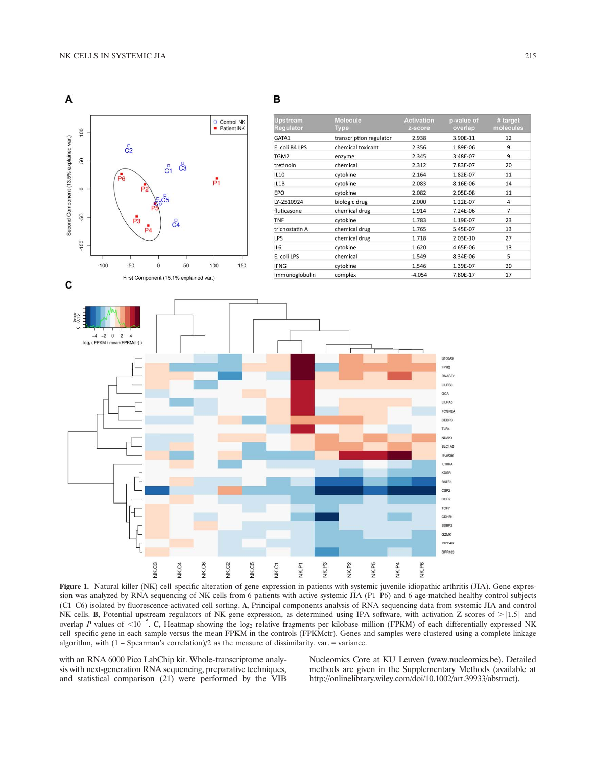**A**

**B**

| Upstream Regulator | Molecule Type | Activation z-score | p-value of overlap | # target molecules |
|---|---|---|---|---|
| GATA1 | transcription regulator | 2.938 | 3.90E-11 | 12 |
| E. coli B4 LPS | chemical toxicant | 2.356 | 1.89E-06 | 9 |
| TGM2 | enzyme | 2.345 | 3.48E-07 | 9 |
| tretinoin | chemical | 2.312 | 7.83E-07 | 20 |
| IL10 | cytokine | 2.164 | 1.82E-07 | 11 |
| IL1B | cytokine | 2.083 | 8.16E-06 | 14 |
| EPO | cytokine | 2.082 | 2.05E-08 | 11 |
| LY-2510924 | biologic drug | 2.000 | 1.22E-07 | 4 |
| fluticasone | chemical drug | 1.914 | 7.24E-06 | 7 |
| TNF | cytokine | 1.783 | 1.19E-07 | 23 |
| trichostatin A | chemical drug | 1.765 | 5.45E-07 | 13 |
| LPS | chemical drug | 1.718 | 2.03E-10 | 27 |
| IL6 | cytokine | 1.620 | 4.65E-06 | 13 |
| E. coli LPS | chemical | 1.549 | 8.34E-06 | 5 |
| IFNG | cytokine | 1.546 | 1.39E-07 | 20 |
| Immunoglobulin | complex | -4.054 | 7.80E-17 | 17 |

**C**

**Figure 1.** Natural killer (NK) cell–specific alteration of gene expression in patients with systemic juvenile idiopathic arthritis (JIA). Gene expression was analyzed by RNA sequencing of NK cells from 6 patients with active systemic JIA (P1–P6) and 6 age-matched healthy control subjects (C1–C6) isolated by fluorescence-activated cell sorting. **A,** Principal components analysis of RNA sequencing data from systemic JIA and control NK cells. **B,** Potential upstream regulators of NK gene expression, as determined using IPA software, with activation Z scores of $>|1.5|$ and overlap $P$ values of $<10^{-5}$. **C,** Heatmap showing the $\log_2$ relative fragments per kilobase million (FPKM) of each differentially expressed NK cell–specific gene in each sample versus the mean FPKM in the controls (FPKMctr). Genes and samples were clustered using a complete linkage algorithm, with (1 – Spearman's correlation)/2 as the measure of dissimilarity. var. = variance.

with an RNA 6000 Pico LabChip kit. Whole-transcriptome analysis with next-generation RNA sequencing, preparative techniques, and statistical comparison (21) were performed by the VIB Nucleomics Core at KU Leuven (www.nucleomics.be). Detailed methods are given in the Supplementary Methods (available at http://onlinelibrary.wiley.com/doi/10.1002/art.39933/abstract).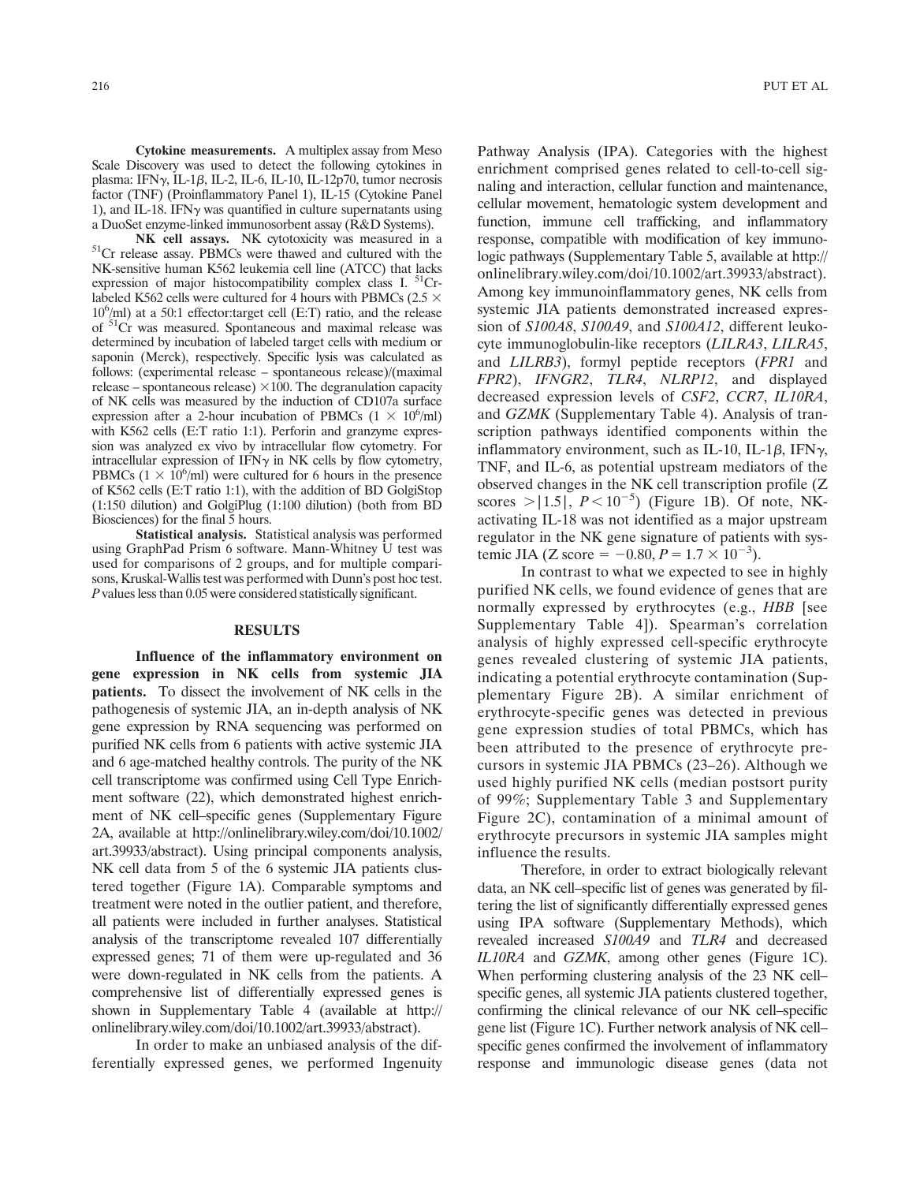**Cytokine measurements.** A multiplex assay from Meso Scale Discovery was used to detect the following cytokines in plasma: IFNγ, IL-1β, IL-2, IL-6, IL-10, IL-12p70, tumor necrosis factor (TNF) (Proinflammatory Panel 1), IL-15 (Cytokine Panel 1), and IL-18. IFNγ was quantified in culture supernatants using a DuoSet enzyme-linked immunosorbent assay (R&D Systems).

**NK cell assays.** NK cytotoxicity was measured in a $^{51}$Cr release assay. PBMCs were thawed and cultured with the NK-sensitive human K562 leukemia cell line (ATCC) that lacks expression of major histocompatibility complex class I. $^{51}$Cr-labeled K562 cells were cultured for 4 hours with PBMCs ($2.5 \times 10^6$/ml) at a 50:1 effector:target cell (E:T) ratio, and the release of $^{51}$Cr was measured. Spontaneous and maximal release was determined by incubation of labeled target cells with medium or saponin (Merck), respectively. Specific lysis was calculated as follows: (experimental release – spontaneous release)/(maximal release – spontaneous release) $\times 100$. The degranulation capacity of NK cells was measured by the induction of CD107a surface expression after a 2-hour incubation of PBMCs ($1 \times 10^6$/ml) with K562 cells (E:T ratio 1:1). Perforin and granzyme expression was analyzed ex vivo by intracellular flow cytometry. For intracellular expression of IFNγ in NK cells by flow cytometry, PBMCs ($1 \times 10^6$/ml) were cultured for 6 hours in the presence of K562 cells (E:T ratio 1:1), with the addition of BD GolgiStop (1:150 dilution) and GolgiPlug (1:100 dilution) (both from BD Biosciences) for the final 5 hours.

**Statistical analysis.** Statistical analysis was performed using GraphPad Prism 6 software. Mann-Whitney U test was used for comparisons of 2 groups, and for multiple comparisons, Kruskal-Wallis test was performed with Dunn's post hoc test. *P* values less than 0.05 were considered statistically significant.

## RESULTS

**Influence of the inflammatory environment on gene expression in NK cells from systemic JIA patients.** To dissect the involvement of NK cells in the pathogenesis of systemic JIA, an in-depth analysis of NK gene expression by RNA sequencing was performed on purified NK cells from 6 patients with active systemic JIA and 6 age-matched healthy controls. The purity of the NK cell transcriptome was confirmed using Cell Type Enrichment software (22), which demonstrated highest enrichment of NK cell–specific genes (Supplementary Figure 2A, available at http://onlinelibrary.wiley.com/doi/10.1002/art.39933/abstract). Using principal components analysis, NK cell data from 5 of the 6 systemic JIA patients clustered together (Figure 1A). Comparable symptoms and treatment were noted in the outlier patient, and therefore, all patients were included in further analyses. Statistical analysis of the transcriptome revealed 107 differentially expressed genes; 71 of them were up-regulated and 36 were down-regulated in NK cells from the patients. A comprehensive list of differentially expressed genes is shown in Supplementary Table 4 (available at http://onlinelibrary.wiley.com/doi/10.1002/art.39933/abstract).

In order to make an unbiased analysis of the differentially expressed genes, we performed Ingenuity Pathway Analysis (IPA). Categories with the highest enrichment comprised genes related to cell-to-cell signaling and interaction, cellular function and maintenance, cellular movement, hematologic system development and function, immune cell trafficking, and inflammatory response, compatible with modification of key immunologic pathways (Supplementary Table 5, available at http://onlinelibrary.wiley.com/doi/10.1002/art.39933/abstract). Among key immunoinflammatory genes, NK cells from systemic JIA patients demonstrated increased expression of *S100A8*, *S100A9*, and *S100A12*, different leukocyte immunoglobulin-like receptors (*LILRA3*, *LILRA5*, and *LILRB3*), formyl peptide receptors (*FPR1* and *FPR2*), *IFNGR2*, *TLR4*, *NLRP12*, and displayed decreased expression levels of *CSF2*, *CCR7*, *IL10RA*, and *GZMK* (Supplementary Table 4). Analysis of transcription pathways identified components within the inflammatory environment, such as IL-10, IL-1β, IFNγ, TNF, and IL-6, as potential upstream mediators of the observed changes in the NK cell transcription profile (Z scores $>|1.5|$, $P < 10^{-5}$) (Figure 1B). Of note, NK-activating IL-18 was not identified as a major upstream regulator in the NK gene signature of patients with systemic JIA (Z score $= -0.80$, $P = 1.7 \times 10^{-3}$).

In contrast to what we expected to see in highly purified NK cells, we found evidence of genes that are normally expressed by erythrocytes (e.g., *HBB* [see Supplementary Table 4]). Spearman's correlation analysis of highly expressed cell-specific erythrocyte genes revealed clustering of systemic JIA patients, indicating a potential erythrocyte contamination (Supplementary Figure 2B). A similar enrichment of erythrocyte-specific genes was detected in previous gene expression studies of total PBMCs, which has been attributed to the presence of erythrocyte precursors in systemic JIA PBMCs (23–26). Although we used highly purified NK cells (median postsort purity of 99%; Supplementary Table 3 and Supplementary Figure 2C), contamination of a minimal amount of erythrocyte precursors in systemic JIA samples might influence the results.

Therefore, in order to extract biologically relevant data, an NK cell–specific list of genes was generated by filtering the list of significantly differentially expressed genes using IPA software (Supplementary Methods), which revealed increased *S100A9* and *TLR4* and decreased *IL10RA* and *GZMK*, among other genes (Figure 1C). When performing clustering analysis of the 23 NK cell–specific genes, all systemic JIA patients clustered together, confirming the clinical relevance of our NK cell–specific gene list (Figure 1C). Further network analysis of NK cell–specific genes confirmed the involvement of inflammatory response and immunologic disease genes (data not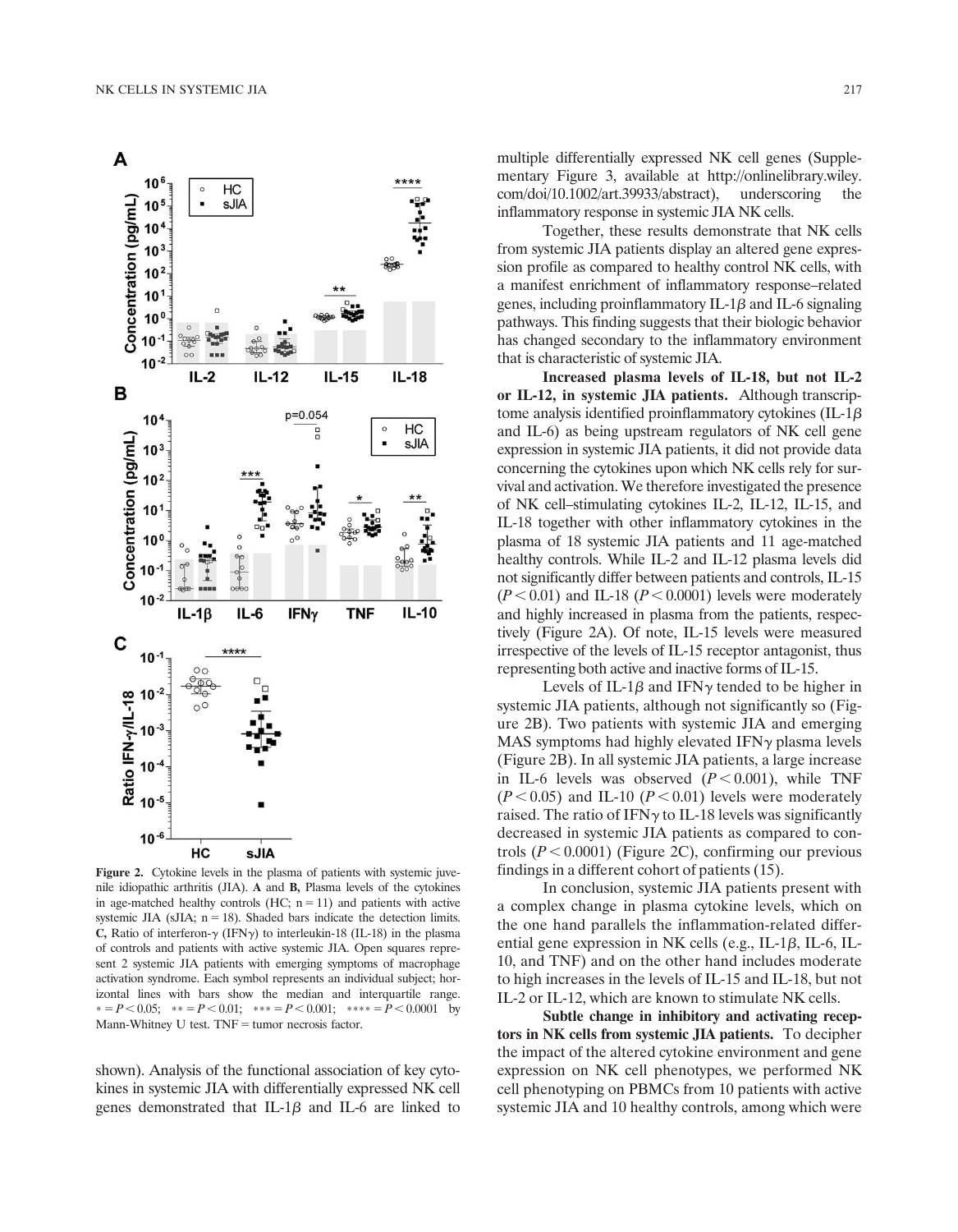**Figure 2.** Cytokine levels in the plasma of patients with systemic juvenile idiopathic arthritis (JIA). **A** and **B,** Plasma levels of the cytokines in age-matched healthy controls (HC; n = 11) and patients with active systemic JIA (sJIA; n = 18). Shaded bars indicate the detection limits. **C,** Ratio of interferon-γ (IFNγ) to interleukin-18 (IL-18) in the plasma of controls and patients with active systemic JIA. Open squares represent 2 systemic JIA patients with emerging symptoms of macrophage activation syndrome. Each symbol represents an individual subject; horizontal lines with bars show the median and interquartile range. * = $P < 0.05$; ** = $P < 0.01$; *** = $P < 0.001$; **** = $P < 0.0001$ by Mann-Whitney U test. TNF = tumor necrosis factor.

shown). Analysis of the functional association of key cytokines in systemic JIA with differentially expressed NK cell genes demonstrated that IL-1β and IL-6 are linked to multiple differentially expressed NK cell genes (Supplementary Figure 3, available at http://onlinelibrary.wiley.com/doi/10.1002/art.39933/abstract), underscoring the inflammatory response in systemic JIA NK cells.

Together, these results demonstrate that NK cells from systemic JIA patients display an altered gene expression profile as compared to healthy control NK cells, with a manifest enrichment of inflammatory response–related genes, including proinflammatory IL-1β and IL-6 signaling pathways. This finding suggests that their biologic behavior has changed secondary to the inflammatory environment that is characteristic of systemic JIA.

**Increased plasma levels of IL-18, but not IL-2 or IL-12, in systemic JIA patients.** Although transcriptome analysis identified proinflammatory cytokines (IL-1β and IL-6) as being upstream regulators of NK cell gene expression in systemic JIA patients, it did not provide data concerning the cytokines upon which NK cells rely for survival and activation. We therefore investigated the presence of NK cell–stimulating cytokines IL-2, IL-12, IL-15, and IL-18 together with other inflammatory cytokines in the plasma of 18 systemic JIA patients and 11 age-matched healthy controls. While IL-2 and IL-12 plasma levels did not significantly differ between patients and controls, IL-15 ($P < 0.01$) and IL-18 ($P < 0.0001$) levels were moderately and highly increased in plasma from the patients, respectively (Figure 2A). Of note, IL-15 levels were measured irrespective of the levels of IL-15 receptor antagonist, thus representing both active and inactive forms of IL-15.

Levels of IL-1β and IFNγ tended to be higher in systemic JIA patients, although not significantly so (Figure 2B). Two patients with systemic JIA and emerging MAS symptoms had highly elevated IFNγ plasma levels (Figure 2B). In all systemic JIA patients, a large increase in IL-6 levels was observed ($P < 0.001$), while TNF ($P < 0.05$) and IL-10 ($P < 0.01$) levels were moderately raised. The ratio of IFNγ to IL-18 levels was significantly decreased in systemic JIA patients as compared to controls ($P < 0.0001$) (Figure 2C), confirming our previous findings in a different cohort of patients (15).

In conclusion, systemic JIA patients present with a complex change in plasma cytokine levels, which on the one hand parallels the inflammation-related differential gene expression in NK cells (e.g., IL-1β, IL-6, IL-10, and TNF) and on the other hand includes moderate to high increases in the levels of IL-15 and IL-18, but not IL-2 or IL-12, which are known to stimulate NK cells.

**Subtle change in inhibitory and activating receptors in NK cells from systemic JIA patients.** To decipher the impact of the altered cytokine environment and gene expression on NK cell phenotypes, we performed NK cell phenotyping on PBMCs from 10 patients with active systemic JIA and 10 healthy controls, among which were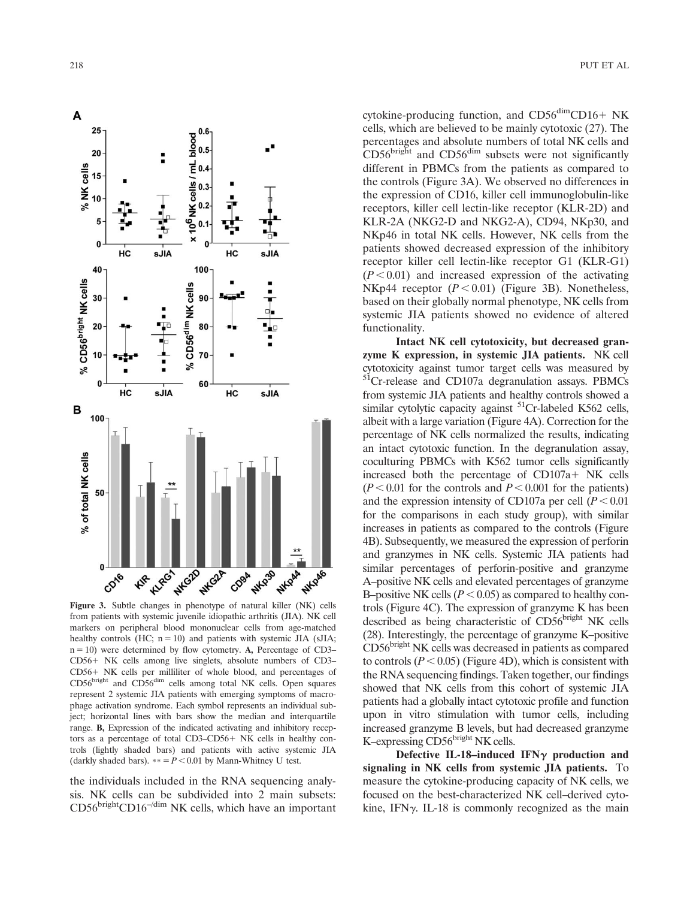Figure 3. Subtle changes in phenotype of natural killer (NK) cells from patients with systemic juvenile idiopathic arthritis (JIA). NK cell markers on peripheral blood mononuclear cells from age-matched healthy controls (HC; n = 10) and patients with systemic JIA (sJIA; n = 10) were determined by flow cytometry. **A,** Percentage of CD3– CD56+ NK cells among live singlets, absolute numbers of CD3– CD56+ NK cells per milliliter of whole blood, and percentages of CD56$^{bright}$ and CD56$^{dim}$ cells among total NK cells. Open squares represent 2 systemic JIA patients with emerging symptoms of macrophage activation syndrome. Each symbol represents an individual subject; horizontal lines with bars show the median and interquartile range. **B,** Expression of the indicated activating and inhibitory receptors as a percentage of total CD3–CD56+ NK cells in healthy controls (lightly shaded bars) and patients with active systemic JIA (darkly shaded bars). ** = $P < 0.01$ by Mann-Whitney U test.

the individuals included in the RNA sequencing analysis. NK cells can be subdivided into 2 main subsets: CD56$^{bright}$CD16$^{–/dim}$ NK cells, which have an important cytokine-producing function, and CD56$^{dim}$CD16+ NK cells, which are believed to be mainly cytotoxic (27). The percentages and absolute numbers of total NK cells and CD56$^{bright}$ and CD56$^{dim}$ subsets were not significantly different in PBMCs from the patients as compared to the controls (Figure 3A). We observed no differences in the expression of CD16, killer cell immunoglobulin-like receptors, killer cell lectin-like receptor (KLR-2D) and KLR-2A (NKG2-D and NKG2-A), CD94, NKp30, and NKp46 in total NK cells. However, NK cells from the patients showed decreased expression of the inhibitory receptor killer cell lectin-like receptor G1 (KLR-G1) ($P < 0.01$) and increased expression of the activating NKp44 receptor ($P < 0.01$) (Figure 3B). Nonetheless, based on their globally normal phenotype, NK cells from systemic JIA patients showed no evidence of altered functionality.

**Intact NK cell cytotoxicity, but decreased granzyme K expression, in systemic JIA patients.** NK cell cytotoxicity against tumor target cells was measured by $^{51}$Cr-release and CD107a degranulation assays. PBMCs from systemic JIA patients and healthy controls showed a similar cytolytic capacity against $^{51}$Cr-labeled K562 cells, albeit with a large variation (Figure 4A). Correction for the percentage of NK cells normalized the results, indicating an intact cytotoxic function. In the degranulation assay, coculturing PBMCs with K562 tumor cells significantly increased both the percentage of CD107a+ NK cells ($P < 0.01$ for the controls and $P < 0.001$ for the patients) and the expression intensity of CD107a per cell ($P < 0.01$ for the comparisons in each study group), with similar increases in patients as compared to the controls (Figure 4B). Subsequently, we measured the expression of perforin and granzymes in NK cells. Systemic JIA patients had similar percentages of perforin-positive and granzyme A–positive NK cells and elevated percentages of granzyme B–positive NK cells ($P < 0.05$) as compared to healthy controls (Figure 4C). The expression of granzyme K has been described as being characteristic of CD56$^{bright}$ NK cells (28). Interestingly, the percentage of granzyme K–positive CD56$^{bright}$ NK cells was decreased in patients as compared to controls ($P < 0.05$) (Figure 4D), which is consistent with the RNA sequencing findings. Taken together, our findings showed that NK cells from this cohort of systemic JIA patients had a globally intact cytotoxic profile and function upon in vitro stimulation with tumor cells, including increased granzyme B levels, but had decreased granzyme K–expressing CD56$^{bright}$ NK cells.

**Defective IL-18–induced IFN$\gamma$ production and signaling in NK cells from systemic JIA patients.** To measure the cytokine-producing capacity of NK cells, we focused on the best-characterized NK cell–derived cytokine, IFN$\gamma$. IL-18 is commonly recognized as the main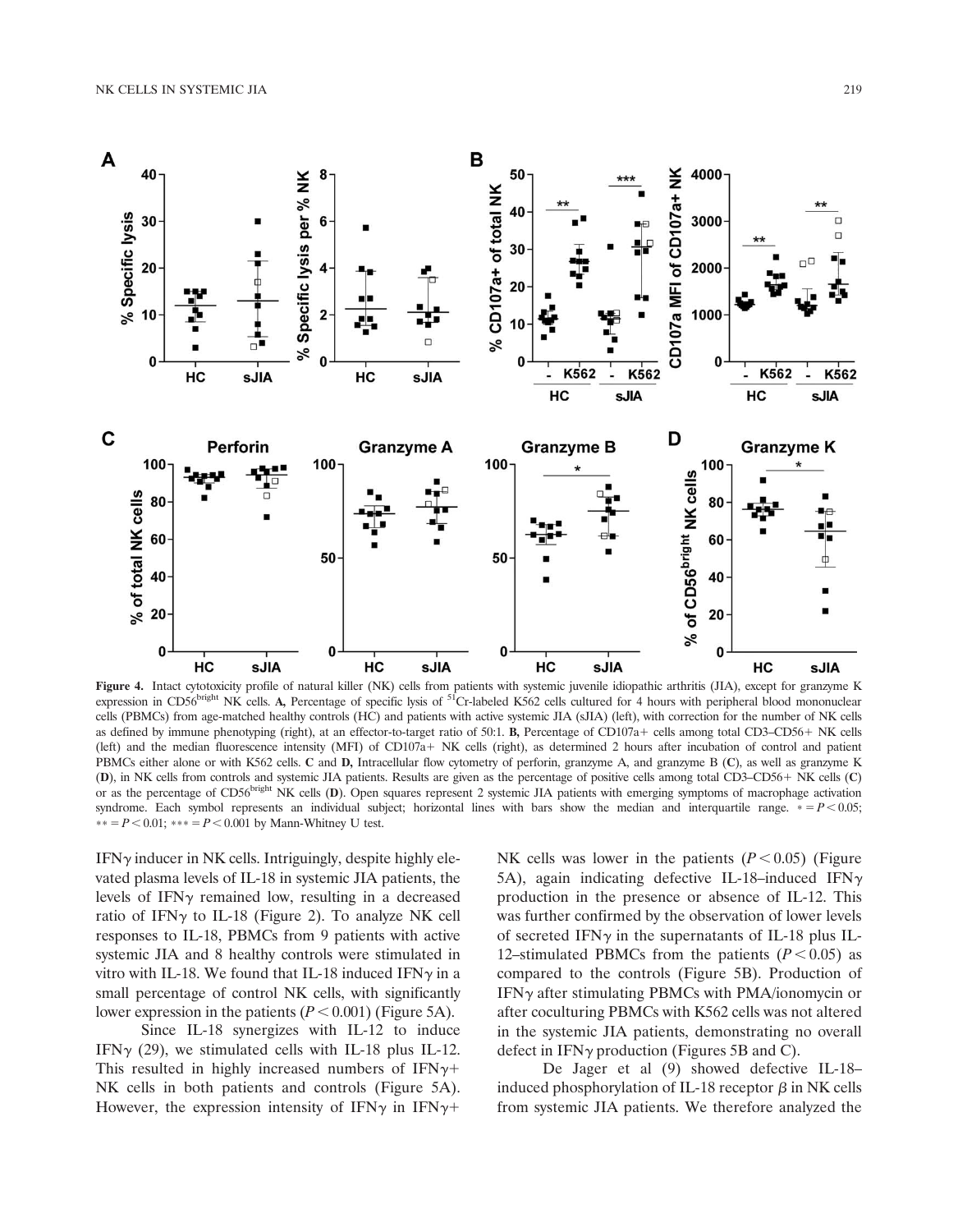**Figure 4.** Intact cytotoxicity profile of natural killer (NK) cells from patients with systemic juvenile idiopathic arthritis (JIA), except for granzyme K expression in CD56[bright] NK cells. **A,** Percentage of specific lysis of $^{51}$Cr-labeled K562 cells cultured for 4 hours with peripheral blood mononuclear cells (PBMCs) from age-matched healthy controls (HC) and patients with active systemic JIA (sJIA) (left), with correction for the number of NK cells as defined by immune phenotyping (right), at an effector-to-target ratio of 50:1. **B,** Percentage of CD107a+ cells among total CD3–CD56+ NK cells (left) and the median fluorescence intensity (MFI) of CD107a+ NK cells (right), as determined 2 hours after incubation of control and patient PBMCs either alone or with K562 cells. **C** and **D,** Intracellular flow cytometry of perforin, granzyme A, and granzyme B (**C**), as well as granzyme K (**D**), in NK cells from controls and systemic JIA patients. Results are given as the percentage of positive cells among total CD3–CD56+ NK cells (**C**) or as the percentage of CD56[bright] NK cells (**D**). Open squares represent 2 systemic JIA patients with emerging symptoms of macrophage activation syndrome. Each symbol represents an individual subject; horizontal lines with bars show the median and interquartile range. * = $P < 0.05$; ** = $P < 0.01$; *** = $P < 0.001$ by Mann-Whitney U test.

IFN$\gamma$ inducer in NK cells. Intriguingly, despite highly elevated plasma levels of IL-18 in systemic JIA patients, the levels of IFN$\gamma$ remained low, resulting in a decreased ratio of IFN$\gamma$ to IL-18 (Figure 2). To analyze NK cell responses to IL-18, PBMCs from 9 patients with active systemic JIA and 8 healthy controls were stimulated in vitro with IL-18. We found that IL-18 induced IFN$\gamma$ in a small percentage of control NK cells, with significantly lower expression in the patients ($P < 0.001$) (Figure 5A).

Since IL-18 synergizes with IL-12 to induce IFN$\gamma$ (29), we stimulated cells with IL-18 plus IL-12. This resulted in highly increased numbers of IFN$\gamma$+ NK cells in both patients and controls (Figure 5A). However, the expression intensity of IFN$\gamma$ in IFN$\gamma$+ NK cells was lower in the patients ($P < 0.05$) (Figure 5A), again indicating defective IL-18–induced IFN$\gamma$ production in the presence or absence of IL-12. This was further confirmed by the observation of lower levels of secreted IFN$\gamma$ in the supernatants of IL-18 plus IL-12–stimulated PBMCs from the patients ($P < 0.05$) as compared to the controls (Figure 5B). Production of IFN$\gamma$ after stimulating PBMCs with PMA/ionomycin or after coculturing PBMCs with K562 cells was not altered in the systemic JIA patients, demonstrating no overall defect in IFN$\gamma$ production (Figures 5B and C).

De Jager et al (9) showed defective IL-18–induced phosphorylation of IL-18 receptor $\beta$ in NK cells from systemic JIA patients. We therefore analyzed the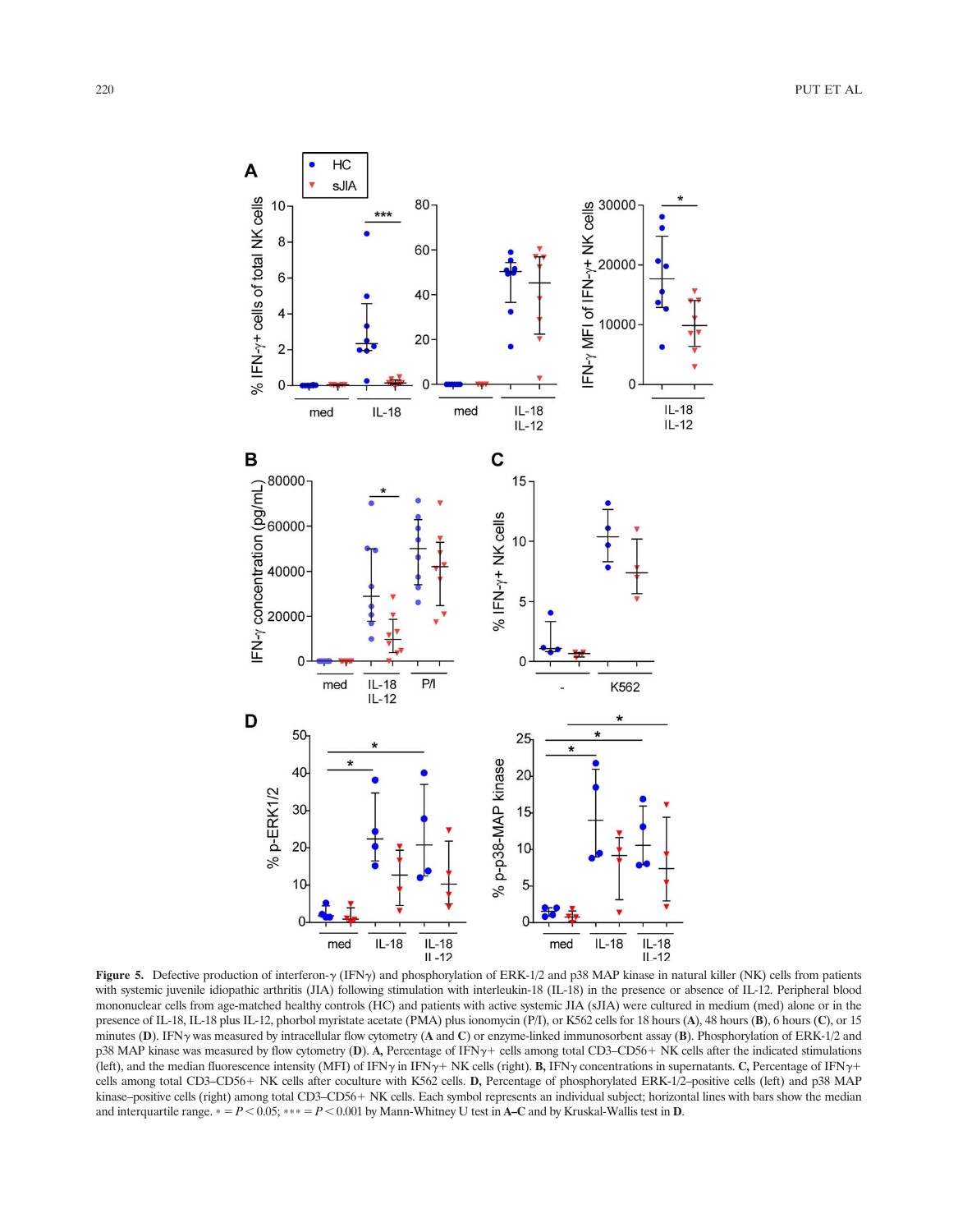**Figure 5.** Defective production of interferon-γ (IFNγ) and phosphorylation of ERK-1/2 and p38 MAP kinase in natural killer (NK) cells from patients with systemic juvenile idiopathic arthritis (JIA) following stimulation with interleukin-18 (IL-18) in the presence or absence of IL-12. Peripheral blood mononuclear cells from age-matched healthy controls (HC) and patients with active systemic JIA (sJIA) were cultured in medium (med) alone or in the presence of IL-18, IL-18 plus IL-12, phorbol myristate acetate (PMA) plus ionomycin (P/I), or K562 cells for 18 hours (**A**), 48 hours (**B**), 6 hours (**C**), or 15 minutes (**D**). IFNγ was measured by intracellular flow cytometry (**A** and **C**) or enzyme-linked immunosorbent assay (**B**). Phosphorylation of ERK-1/2 and p38 MAP kinase was measured by flow cytometry (**D**). **A,** Percentage of IFNγ+ cells among total CD3–CD56+ NK cells after the indicated stimulations (left), and the median fluorescence intensity (MFI) of IFNγ in IFNγ+ NK cells (right). **B,** IFNγ concentrations in supernatants. **C,** Percentage of IFNγ+ cells among total CD3–CD56+ NK cells after coculture with K562 cells. **D,** Percentage of phosphorylated ERK-1/2–positive cells (left) and p38 MAP kinase–positive cells (right) among total CD3–CD56+ NK cells. Each symbol represents an individual subject; horizontal lines with bars show the median and interquartile range. * = $P < 0.05$; *** = $P < 0.001$ by Mann-Whitney U test in **A–C** and by Kruskal-Wallis test in **D**.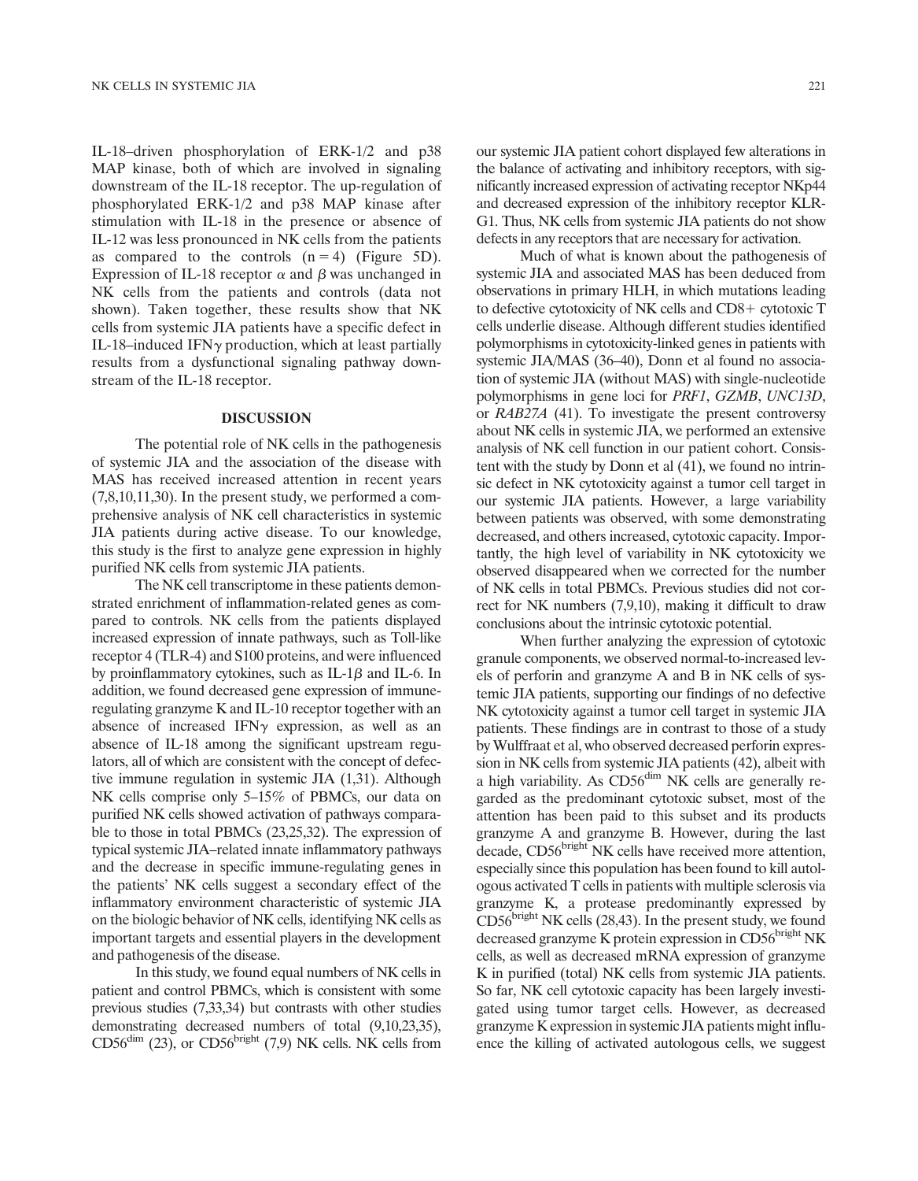IL-18–driven phosphorylation of ERK-1/2 and p38 MAP kinase, both of which are involved in signaling downstream of the IL-18 receptor. The up-regulation of phosphorylated ERK-1/2 and p38 MAP kinase after stimulation with IL-18 in the presence or absence of IL-12 was less pronounced in NK cells from the patients as compared to the controls ($n = 4$) (Figure 5D). Expression of IL-18 receptor $\alpha$ and $\beta$ was unchanged in NK cells from the patients and controls (data not shown). Taken together, these results show that NK cells from systemic JIA patients have a specific defect in IL-18–induced IFN$\gamma$ production, which at least partially results from a dysfunctional signaling pathway downstream of the IL-18 receptor.

## DISCUSSION

The potential role of NK cells in the pathogenesis of systemic JIA and the association of the disease with MAS has received increased attention in recent years (7,8,10,11,30). In the present study, we performed a comprehensive analysis of NK cell characteristics in systemic JIA patients during active disease. To our knowledge, this study is the first to analyze gene expression in highly purified NK cells from systemic JIA patients.

The NK cell transcriptome in these patients demonstrated enrichment of inflammation-related genes as compared to controls. NK cells from the patients displayed increased expression of innate pathways, such as Toll-like receptor 4 (TLR-4) and S100 proteins, and were influenced by proinflammatory cytokines, such as IL-1$\beta$ and IL-6. In addition, we found decreased gene expression of immune-regulating granzyme K and IL-10 receptor together with an absence of increased IFN$\gamma$ expression, as well as an absence of IL-18 among the significant upstream regulators, all of which are consistent with the concept of defective immune regulation in systemic JIA (1,31). Although NK cells comprise only 5–15% of PBMCs, our data on purified NK cells showed activation of pathways comparable to those in total PBMCs (23,25,32). The expression of typical systemic JIA–related innate inflammatory pathways and the decrease in specific immune-regulating genes in the patients' NK cells suggest a secondary effect of the inflammatory environment characteristic of systemic JIA on the biologic behavior of NK cells, identifying NK cells as important targets and essential players in the development and pathogenesis of the disease.

In this study, we found equal numbers of NK cells in patient and control PBMCs, which is consistent with some previous studies (7,33,34) but contrasts with other studies demonstrating decreased numbers of total (9,10,23,35), CD56$^{dim}$ (23), or CD56$^{bright}$ (7,9) NK cells. NK cells from our systemic JIA patient cohort displayed few alterations in the balance of activating and inhibitory receptors, with significantly increased expression of activating receptor NKp44 and decreased expression of the inhibitory receptor KLR-G1. Thus, NK cells from systemic JIA patients do not show defects in any receptors that are necessary for activation.

Much of what is known about the pathogenesis of systemic JIA and associated MAS has been deduced from observations in primary HLH, in which mutations leading to defective cytotoxicity of NK cells and CD8+ cytotoxic T cells underlie disease. Although different studies identified polymorphisms in cytotoxicity-linked genes in patients with systemic JIA/MAS (36–40), Donn et al found no association of systemic JIA (without MAS) with single-nucleotide polymorphisms in gene loci for *PRF1*, *GZMB*, *UNC13D*, or *RAB27A* (41). To investigate the present controversy about NK cells in systemic JIA, we performed an extensive analysis of NK cell function in our patient cohort. Consistent with the study by Donn et al (41), we found no intrinsic defect in NK cytotoxicity against a tumor cell target in our systemic JIA patients. However, a large variability between patients was observed, with some demonstrating decreased, and others increased, cytotoxic capacity. Importantly, the high level of variability in NK cytotoxicity we observed disappeared when we corrected for the number of NK cells in total PBMCs. Previous studies did not correct for NK numbers (7,9,10), making it difficult to draw conclusions about the intrinsic cytotoxic potential.

When further analyzing the expression of cytotoxic granule components, we observed normal-to-increased levels of perforin and granzyme A and B in NK cells of systemic JIA patients, supporting our findings of no defective NK cytotoxicity against a tumor cell target in systemic JIA patients. These findings are in contrast to those of a study by Wulffraat et al, who observed decreased perforin expression in NK cells from systemic JIA patients (42), albeit with a high variability. As CD56$^{dim}$ NK cells are generally regarded as the predominant cytotoxic subset, most of the attention has been paid to this subset and its products granzyme A and granzyme B. However, during the last decade, CD56$^{bright}$ NK cells have received more attention, especially since this population has been found to kill autologous activated T cells in patients with multiple sclerosis via granzyme K, a protease predominantly expressed by CD56$^{bright}$ NK cells (28,43). In the present study, we found decreased granzyme K protein expression in CD56$^{bright}$ NK cells, as well as decreased mRNA expression of granzyme K in purified (total) NK cells from systemic JIA patients. So far, NK cell cytotoxic capacity has been largely investigated using tumor target cells. However, as decreased granzyme K expression in systemic JIA patients might influence the killing of activated autologous cells, we suggest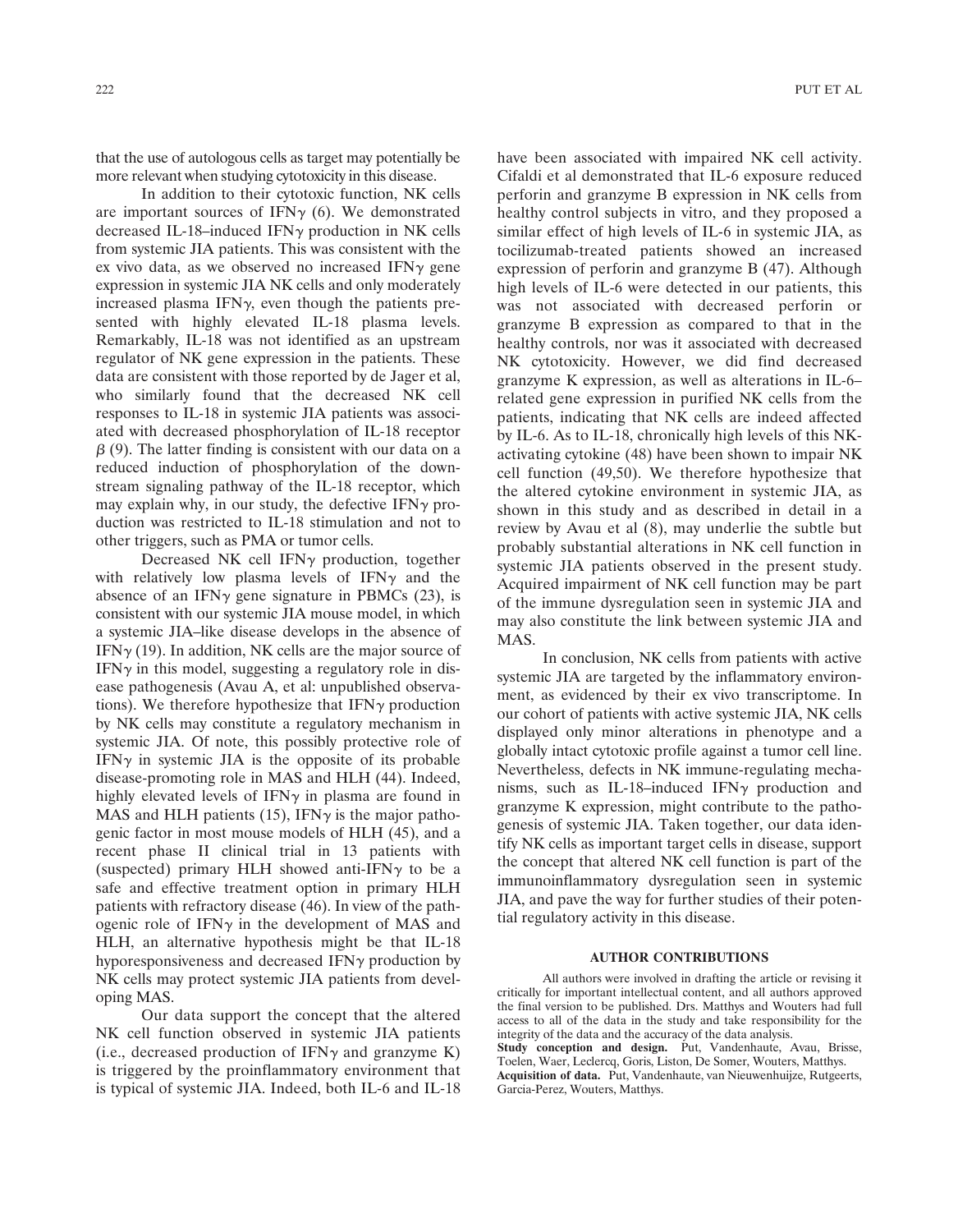that the use of autologous cells as target may potentially be more relevant when studying cytotoxicity in this disease.

In addition to their cytotoxic function, NK cells are important sources of IFN$\gamma$ (6). We demonstrated decreased IL-18–induced IFN$\gamma$ production in NK cells from systemic JIA patients. This was consistent with the ex vivo data, as we observed no increased IFN$\gamma$ gene expression in systemic JIA NK cells and only moderately increased plasma IFN$\gamma$, even though the patients presented with highly elevated IL-18 plasma levels. Remarkably, IL-18 was not identified as an upstream regulator of NK gene expression in the patients. These data are consistent with those reported by de Jager et al, who similarly found that the decreased NK cell responses to IL-18 in systemic JIA patients was associated with decreased phosphorylation of IL-18 receptor $\beta$ (9). The latter finding is consistent with our data on a reduced induction of phosphorylation of the downstream signaling pathway of the IL-18 receptor, which may explain why, in our study, the defective IFN$\gamma$ production was restricted to IL-18 stimulation and not to other triggers, such as PMA or tumor cells.

Decreased NK cell IFN$\gamma$ production, together with relatively low plasma levels of IFN$\gamma$ and the absence of an IFN$\gamma$ gene signature in PBMCs (23), is consistent with our systemic JIA mouse model, in which a systemic JIA–like disease develops in the absence of IFN$\gamma$ (19). In addition, NK cells are the major source of IFN$\gamma$ in this model, suggesting a regulatory role in disease pathogenesis (Avau A, et al: unpublished observations). We therefore hypothesize that IFN$\gamma$ production by NK cells may constitute a regulatory mechanism in systemic JIA. Of note, this possibly protective role of IFN$\gamma$ in systemic JIA is the opposite of its probable disease-promoting role in MAS and HLH (44). Indeed, highly elevated levels of IFN$\gamma$ in plasma are found in MAS and HLH patients (15), IFN$\gamma$ is the major pathogenic factor in most mouse models of HLH (45), and a recent phase II clinical trial in 13 patients with (suspected) primary HLH showed anti-IFN$\gamma$ to be a safe and effective treatment option in primary HLH patients with refractory disease (46). In view of the pathogenic role of IFN$\gamma$ in the development of MAS and HLH, an alternative hypothesis might be that IL-18 hyporesponsiveness and decreased IFN$\gamma$ production by NK cells may protect systemic JIA patients from developing MAS.

Our data support the concept that the altered NK cell function observed in systemic JIA patients (i.e., decreased production of IFN$\gamma$ and granzyme K) is triggered by the proinflammatory environment that is typical of systemic JIA. Indeed, both IL-6 and IL-18 have been associated with impaired NK cell activity. Cifaldi et al demonstrated that IL-6 exposure reduced perforin and granzyme B expression in NK cells from healthy control subjects in vitro, and they proposed a similar effect of high levels of IL-6 in systemic JIA, as tocilizumab-treated patients showed an increased expression of perforin and granzyme B (47). Although high levels of IL-6 were detected in our patients, this was not associated with decreased perforin or granzyme B expression as compared to that in the healthy controls, nor was it associated with decreased NK cytotoxicity. However, we did find decreased granzyme K expression, as well as alterations in IL-6–related gene expression in purified NK cells from the patients, indicating that NK cells are indeed affected by IL-6. As to IL-18, chronically high levels of this NK-activating cytokine (48) have been shown to impair NK cell function (49,50). We therefore hypothesize that the altered cytokine environment in systemic JIA, as shown in this study and as described in detail in a review by Avau et al (8), may underlie the subtle but probably substantial alterations in NK cell function in systemic JIA patients observed in the present study. Acquired impairment of NK cell function may be part of the immune dysregulation seen in systemic JIA and may also constitute the link between systemic JIA and MAS.

In conclusion, NK cells from patients with active systemic JIA are targeted by the inflammatory environment, as evidenced by their ex vivo transcriptome. In our cohort of patients with active systemic JIA, NK cells displayed only minor alterations in phenotype and a globally intact cytotoxic profile against a tumor cell line. Nevertheless, defects in NK immune-regulating mechanisms, such as IL-18–induced IFN$\gamma$ production and granzyme K expression, might contribute to the pathogenesis of systemic JIA. Taken together, our data identify NK cells as important target cells in disease, support the concept that altered NK cell function is part of the immunoinflammatory dysregulation seen in systemic JIA, and pave the way for further studies of their potential regulatory activity in this disease.

## AUTHOR CONTRIBUTIONS

All authors were involved in drafting the article or revising it critically for important intellectual content, and all authors approved the final version to be published. Drs. Matthys and Wouters had full access to all of the data in the study and take responsibility for the integrity of the data and the accuracy of the data analysis.

**Study conception and design.** Put, Vandenhaute, Avau, Brisse, Toelen, Waer, Leclercq, Goris, Liston, De Somer, Wouters, Matthys.

**Acquisition of data.** Put, Vandenhaute, van Nieuwenhuijze, Rutgeerts, Garcia-Perez, Wouters, Matthys.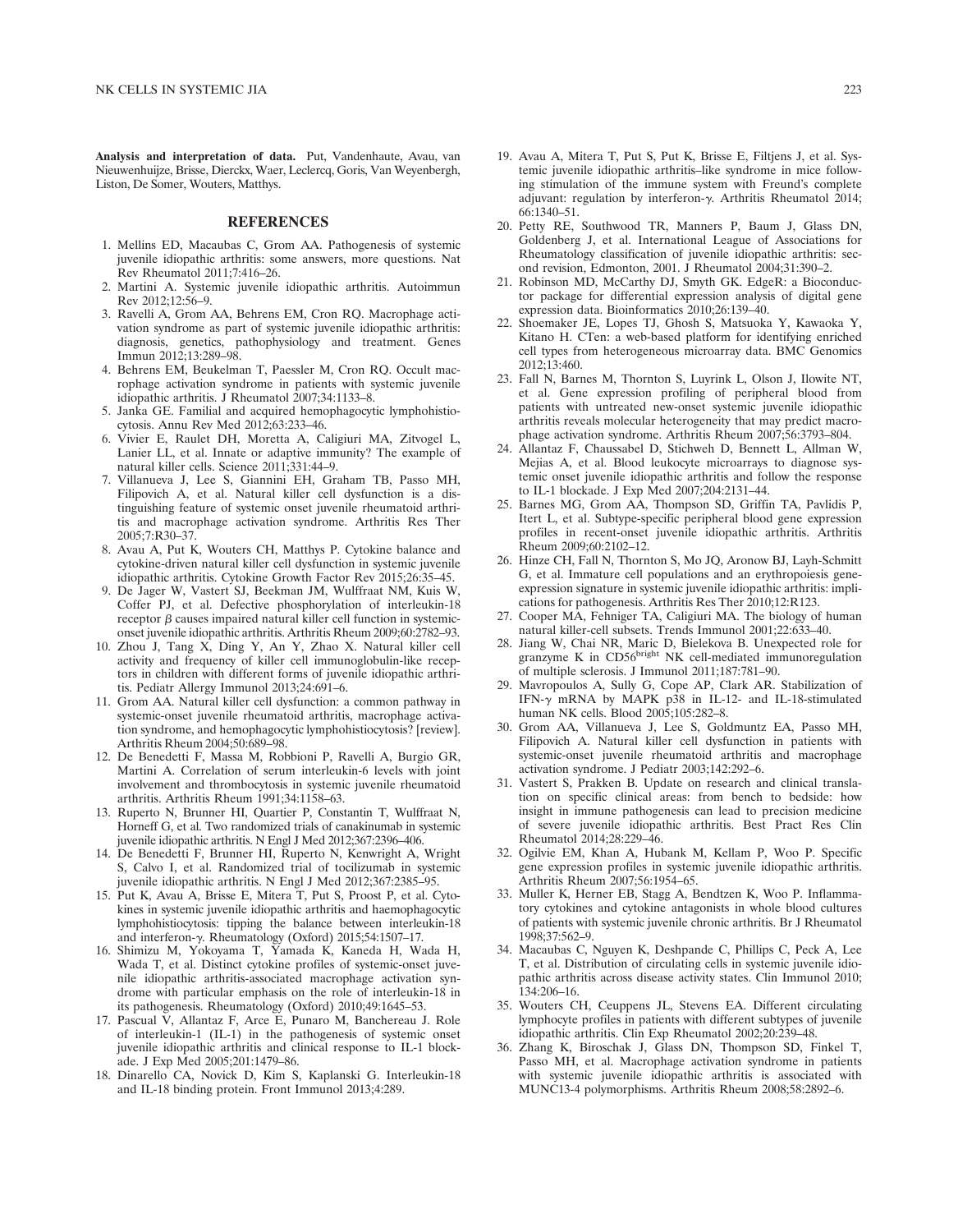**Analysis and interpretation of data.** Put, Vandenhaute, Avau, van Nieuwenhuijze, Brisse, Dierckx, Waer, Leclercq, Goris, Van Weyenbergh, Liston, De Somer, Wouters, Matthys.

## REFERENCES

1. Mellins ED, Macaubas C, Grom AA. Pathogenesis of systemic juvenile idiopathic arthritis: some answers, more questions. Nat Rev Rheumatol 2011;7:416–26.
2. Martini A. Systemic juvenile idiopathic arthritis. Autoimmun Rev 2012;12:56–9.
3. Ravelli A, Grom AA, Behrens EM, Cron RQ. Macrophage activation syndrome as part of systemic juvenile idiopathic arthritis: diagnosis, genetics, pathophysiology and treatment. Genes Immun 2012;13:289–98.
4. Behrens EM, Beukelman T, Paessler M, Cron RQ. Occult macrophage activation syndrome in patients with systemic juvenile idiopathic arthritis. J Rheumatol 2007;34:1133–8.
5. Janka GE. Familial and acquired hemophagocytic lymphohistiocytosis. Annu Rev Med 2012;63:233–46.
6. Vivier E, Raulet DH, Moretta A, Caligiuri MA, Zitvogel L, Lanier LL, et al. Innate or adaptive immunity? The example of natural killer cells. Science 2011;331:44–9.
7. Villanueva J, Lee S, Giannini EH, Graham TB, Passo MH, Filipovich A, et al. Natural killer cell dysfunction is a distinguishing feature of systemic onset juvenile rheumatoid arthritis and macrophage activation syndrome. Arthritis Res Ther 2005;7:R30–37.
8. Avau A, Put K, Wouters CH, Matthys P. Cytokine balance and cytokine-driven natural killer cell dysfunction in systemic juvenile idiopathic arthritis. Cytokine Growth Factor Rev 2015;26:35–45.
9. De Jager W, Vastert SJ, Beekman JM, Wulffraat NM, Kuis W, Coffer PJ, et al. Defective phosphorylation of interleukin-18 receptor $\beta$ causes impaired natural killer cell function in systemic-onset juvenile idiopathic arthritis. Arthritis Rheum 2009;60:2782–93.
10. Zhou J, Tang X, Ding Y, An Y, Zhao X. Natural killer cell activity and frequency of killer cell immunoglobulin-like receptors in children with different forms of juvenile idiopathic arthritis. Pediatr Allergy Immunol 2013;24:691–6.
11. Grom AA. Natural killer cell dysfunction: a common pathway in systemic-onset juvenile rheumatoid arthritis, macrophage activation syndrome, and hemophagocytic lymphohistiocytosis? [review]. Arthritis Rheum 2004;50:689–98.
12. De Benedetti F, Massa M, Robbioni P, Ravelli A, Burgio GR, Martini A. Correlation of serum interleukin-6 levels with joint involvement and thrombocytosis in systemic juvenile rheumatoid arthritis. Arthritis Rheum 1991;34:1158–63.
13. Ruperto N, Brunner HI, Quartier P, Constantin T, Wulffraat N, Horneff G, et al. Two randomized trials of canakinumab in systemic juvenile idiopathic arthritis. N Engl J Med 2012;367:2396–406.
14. De Benedetti F, Brunner HI, Ruperto N, Kenwright A, Wright S, Calvo I, et al. Randomized trial of tocilizumab in systemic juvenile idiopathic arthritis. N Engl J Med 2012;367:2385–95.
15. Put K, Avau A, Brisse E, Mitera T, Put S, Proost P, et al. Cytokines in systemic juvenile idiopathic arthritis and haemophagocytic lymphohistiocytosis: tipping the balance between interleukin-18 and interferon-$\gamma$. Rheumatology (Oxford) 2015;54:1507–17.
16. Shimizu M, Yokoyama T, Yamada K, Kaneda H, Wada H, Wada T, et al. Distinct cytokine profiles of systemic-onset juvenile idiopathic arthritis-associated macrophage activation syndrome with particular emphasis on the role of interleukin-18 in its pathogenesis. Rheumatology (Oxford) 2010;49:1645–53.
17. Pascual V, Allantaz F, Arce E, Punaro M, Banchereau J. Role of interleukin-1 (IL-1) in the pathogenesis of systemic onset juvenile idiopathic arthritis and clinical response to IL-1 blockade. J Exp Med 2005;201:1479–86.
18. Dinarello CA, Novick D, Kim S, Kaplanski G. Interleukin-18 and IL-18 binding protein. Front Immunol 2013;4:289.
19. Avau A, Mitera T, Put S, Put K, Brisse E, Filtjens J, et al. Systemic juvenile idiopathic arthritis–like syndrome in mice following stimulation of the immune system with Freund's complete adjuvant: regulation by interferon-$\gamma$. Arthritis Rheumatol 2014;66:1340–51.
20. Petty RE, Southwood TR, Manners P, Baum J, Glass DN, Goldenberg J, et al. International League of Associations for Rheumatology classification of juvenile idiopathic arthritis: second revision, Edmonton, 2001. J Rheumatol 2004;31:390–2.
21. Robinson MD, McCarthy DJ, Smyth GK. EdgeR: a Bioconductor package for differential expression analysis of digital gene expression data. Bioinformatics 2010;26:139–40.
22. Shoemaker JE, Lopes TJ, Ghosh S, Matsuoka Y, Kawaoka Y, Kitano H. CTen: a web-based platform for identifying enriched cell types from heterogeneous microarray data. BMC Genomics 2012;13:460.
23. Fall N, Barnes M, Thornton S, Luyrink L, Olson J, Ilowite NT, et al. Gene expression profiling of peripheral blood from patients with untreated new-onset systemic juvenile idiopathic arthritis reveals molecular heterogeneity that may predict macrophage activation syndrome. Arthritis Rheum 2007;56:3793–804.
24. Allantaz F, Chaussabel D, Stichweh D, Bennett L, Allman W, Mejias A, et al. Blood leukocyte microarrays to diagnose systemic onset juvenile idiopathic arthritis and follow the response to IL-1 blockade. J Exp Med 2007;204:2131–44.
25. Barnes MG, Grom AA, Thompson SD, Griffin TA, Pavlidis P, Itert L, et al. Subtype-specific peripheral blood gene expression profiles in recent-onset juvenile idiopathic arthritis. Arthritis Rheum 2009;60:2102–12.
26. Hinze CH, Fall N, Thornton S, Mo JQ, Aronow BJ, Layh-Schmitt G, et al. Immature cell populations and an erythropoiesis gene-expression signature in systemic juvenile idiopathic arthritis: implications for pathogenesis. Arthritis Res Ther 2010;12:R123.
27. Cooper MA, Fehniger TA, Caligiuri MA. The biology of human natural killer-cell subsets. Trends Immunol 2001;22:633–40.
28. Jiang W, Chai NR, Maric D, Bielekova B. Unexpected role for granzyme K in CD56[bright] NK cell-mediated immunoregulation of multiple sclerosis. J Immunol 2011;187:781–90.
29. Mavropoulos A, Sully G, Cope AP, Clark AR. Stabilization of IFN-$\gamma$ mRNA by MAPK p38 in IL-12- and IL-18-stimulated human NK cells. Blood 2005;105:282–8.
30. Grom AA, Villanueva J, Lee S, Goldmuntz EA, Passo MH, Filipovich A. Natural killer cell dysfunction in patients with systemic-onset juvenile rheumatoid arthritis and macrophage activation syndrome. J Pediatr 2003;142:292–6.
31. Vastert S, Prakken B. Update on research and clinical translation on specific clinical areas: from bench to bedside: how insight in immune pathogenesis can lead to precision medicine of severe juvenile idiopathic arthritis. Best Pract Res Clin Rheumatol 2014;28:229–46.
32. Ogilvie EM, Khan A, Hubank M, Kellam P, Woo P. Specific gene expression profiles in systemic juvenile idiopathic arthritis. Arthritis Rheum 2007;56:1954–65.
33. Muller K, Herner EB, Stagg A, Bendtzen K, Woo P. Inflammatory cytokines and cytokine antagonists in whole blood cultures of patients with systemic juvenile chronic arthritis. Br J Rheumatol 1998;37:562–9.
34. Macaubas C, Nguyen K, Deshpande C, Phillips C, Peck A, Lee T, et al. Distribution of circulating cells in systemic juvenile idiopathic arthritis across disease activity states. Clin Immunol 2010;134:206–16.
35. Wouters CH, Ceuppens JL, Stevens EA. Different circulating lymphocyte profiles in patients with different subtypes of juvenile idiopathic arthritis. Clin Exp Rheumatol 2002;20:239–48.
36. Zhang K, Biroschak J, Glass DN, Thompson SD, Finkel T, Passo MH, et al. Macrophage activation syndrome in patients with systemic juvenile idiopathic arthritis is associated with MUNC13-4 polymorphisms. Arthritis Rheum 2008;58:2892–6.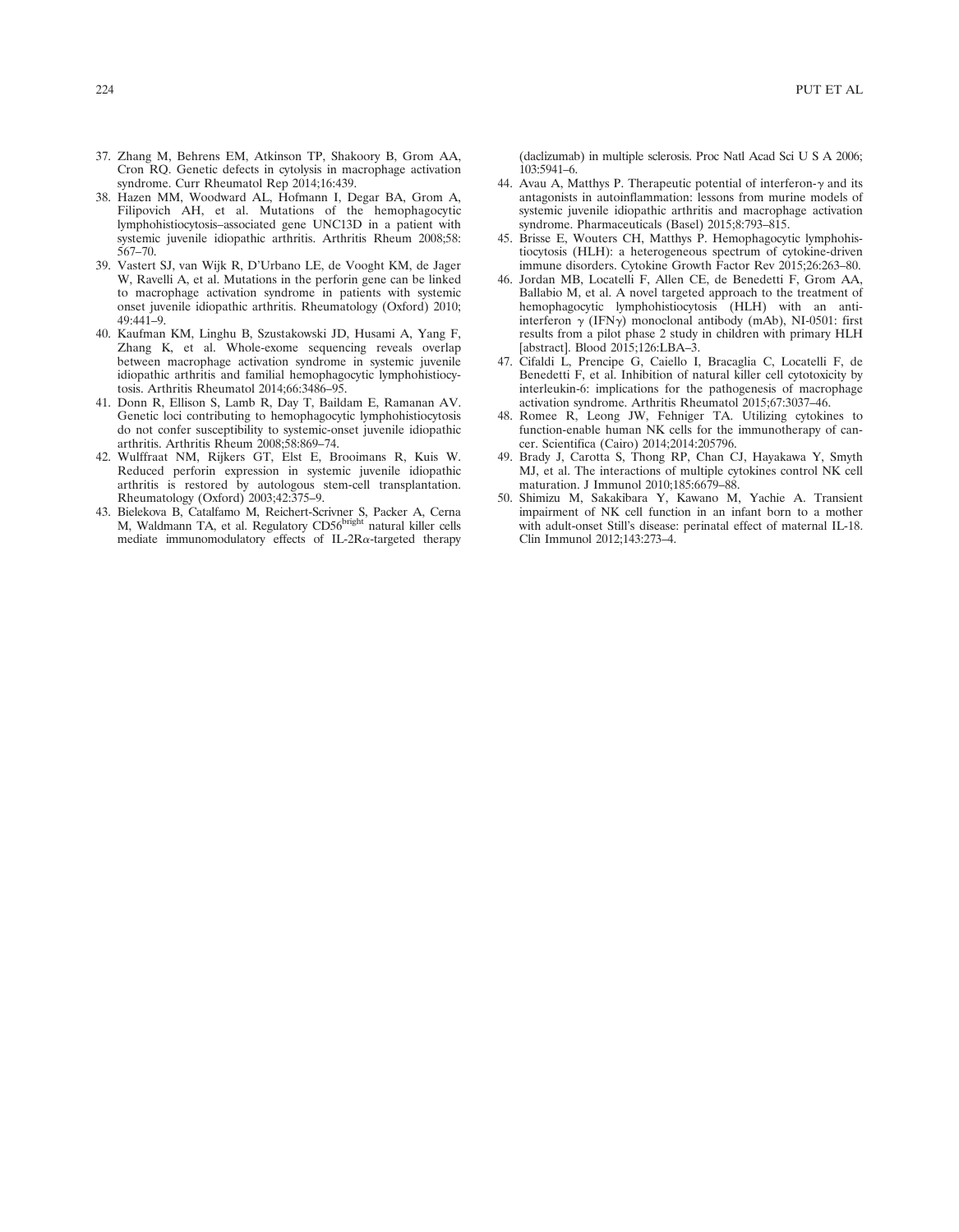37. Zhang M, Behrens EM, Atkinson TP, Shakoory B, Grom AA, Cron RQ. Genetic defects in cytolysis in macrophage activation syndrome. Curr Rheumatol Rep 2014;16:439.
38. Hazen MM, Woodward AL, Hofmann I, Degar BA, Grom A, Filipovich AH, et al. Mutations of the hemophagocytic lymphohistiocytosis–associated gene UNC13D in a patient with systemic juvenile idiopathic arthritis. Arthritis Rheum 2008;58: 567–70.
39. Vastert SJ, van Wijk R, D'Urbano LE, de Vooght KM, de Jager W, Ravelli A, et al. Mutations in the perforin gene can be linked to macrophage activation syndrome in patients with systemic onset juvenile idiopathic arthritis. Rheumatology (Oxford) 2010; 49:441–9.
40. Kaufman KM, Linghu B, Szustakowski JD, Husami A, Yang F, Zhang K, et al. Whole-exome sequencing reveals overlap between macrophage activation syndrome in systemic juvenile idiopathic arthritis and familial hemophagocytic lymphohistiocytosis. Arthritis Rheumatol 2014;66:3486–95.
41. Donn R, Ellison S, Lamb R, Day T, Baildam E, Ramanan AV. Genetic loci contributing to hemophagocytic lymphohistiocytosis do not confer susceptibility to systemic-onset juvenile idiopathic arthritis. Arthritis Rheum 2008;58:869–74.
42. Wulffraat NM, Rijkers GT, Elst E, Brooimans R, Kuis W. Reduced perforin expression in systemic juvenile idiopathic arthritis is restored by autologous stem-cell transplantation. Rheumatology (Oxford) 2003;42:375–9.
43. Bielekova B, Catalfamo M, Reichert-Scrivner S, Packer A, Cerna M, Waldmann TA, et al. Regulatory CD56$^{bright}$ natural killer cells mediate immunomodulatory effects of IL-2R$\alpha$-targeted therapy (daclizumab) in multiple sclerosis. Proc Natl Acad Sci U S A 2006; 103:5941–6.
44. Avau A, Matthys P. Therapeutic potential of interferon-$\gamma$ and its antagonists in autoinflammation: lessons from murine models of systemic juvenile idiopathic arthritis and macrophage activation syndrome. Pharmaceuticals (Basel) 2015;8:793–815.
45. Brisse E, Wouters CH, Matthys P. Hemophagocytic lymphohistiocytosis (HLH): a heterogeneous spectrum of cytokine-driven immune disorders. Cytokine Growth Factor Rev 2015;26:263–80.
46. Jordan MB, Locatelli F, Allen CE, de Benedetti F, Grom AA, Ballabio M, et al. A novel targeted approach to the treatment of hemophagocytic lymphohistiocytosis (HLH) with an anti-interferon $\gamma$ (IFN$\gamma$) monoclonal antibody (mAb), NI-0501: first results from a pilot phase 2 study in children with primary HLH [abstract]. Blood 2015;126:LBA–3.
47. Cifaldi L, Prencipe G, Caiello I, Bracaglia C, Locatelli F, de Benedetti F, et al. Inhibition of natural killer cell cytotoxicity by interleukin-6: implications for the pathogenesis of macrophage activation syndrome. Arthritis Rheumatol 2015;67:3037–46.
48. Romee R, Leong JW, Fehniger TA. Utilizing cytokines to function-enable human NK cells for the immunotherapy of cancer. Scientifica (Cairo) 2014;2014:205796.
49. Brady J, Carotta S, Thong RP, Chan CJ, Hayakawa Y, Smyth MJ, et al. The interactions of multiple cytokines control NK cell maturation. J Immunol 2010;185:6679–88.
50. Shimizu M, Sakakibara Y, Kawano M, Yachie A. Transient impairment of NK cell function in an infant born to a mother with adult-onset Still's disease: perinatal effect of maternal IL-18. Clin Immunol 2012;143:273–4.